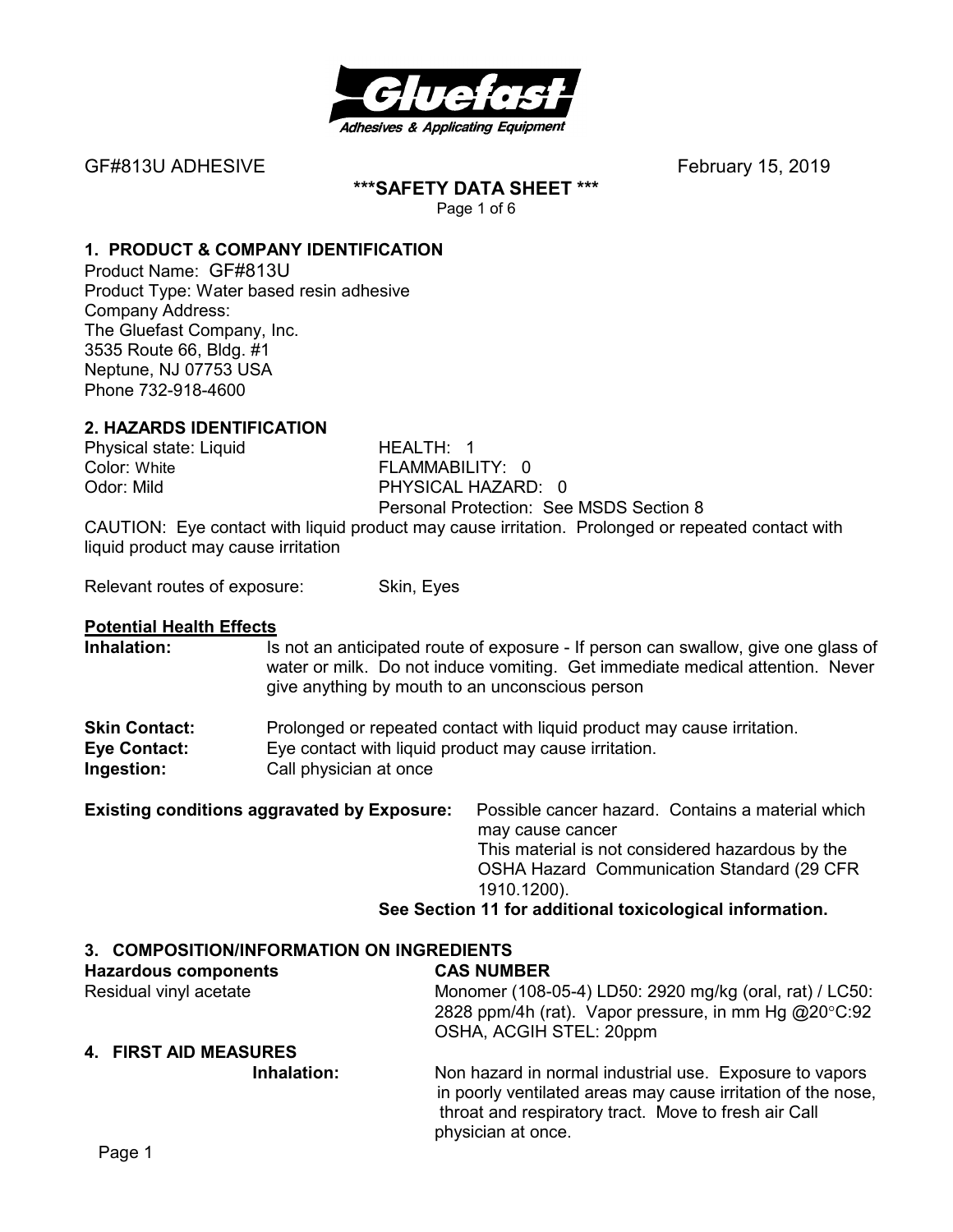GF#813U ADHESIVE February 15, 2019

**\*\*\*SAFETY DATA SHEET \*\*\***

## 1. PRODUCT & COMPANY IDENTIFICATION

Product Name: GF#813U
Product Type: Water based resin adhesive
Company Address:
The Gluefast Company, Inc.
3535 Route 66, Bldg. #1
Neptune, NJ 07753 USA
Phone 732-918-4600

## 2. HAZARDS IDENTIFICATION

| | |
|---|---|
| Physical state: Liquid | HEALTH: 1 |
| Color: White | FLAMMABILITY: 0 |
| Odor: Mild | PHYSICAL HAZARD: 0 |
| | Personal Protection: See MSDS Section 8 |

CAUTION: Eye contact with liquid product may cause irritation. Prolonged or repeated contact with liquid product may cause irritation

Relevant routes of exposure: Skin, Eyes

**Potential Health Effects**

**Inhalation:** Is not an anticipated route of exposure - If person can swallow, give one glass of water or milk. Do not induce vomiting. Get immediate medical attention. Never give anything by mouth to an unconscious person

**Skin Contact:** Prolonged or repeated contact with liquid product may cause irritation.
**Eye Contact:** Eye contact with liquid product may cause irritation.
**Ingestion:** Call physician at once

**Existing conditions aggravated by Exposure:** Possible cancer hazard. Contains a material which may cause cancer
This material is not considered hazardous by the OSHA Hazard Communication Standard (29 CFR 1910.1200).
**See Section 11 for additional toxicological information.**

## 3. COMPOSITION/INFORMATION ON INGREDIENTS

| Hazardous components | CAS NUMBER |
|---|---|
| Residual vinyl acetate | Monomer (108-05-4) LD50: 2920 mg/kg (oral, rat) / LC50: 2828 ppm/4h (rat). Vapor pressure, in mm Hg @20°C:92 OSHA, ACGIH STEL: 20ppm |

## 4. FIRST AID MEASURES

**Inhalation:** Non hazard in normal industrial use. Exposure to vapors in poorly ventilated areas may cause irritation of the nose, throat and respiratory tract. Move to fresh air Call physician at once.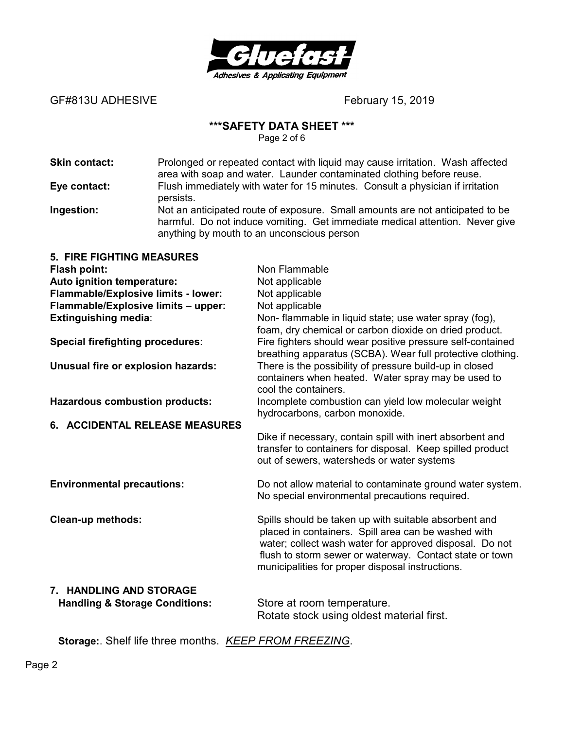GF#813U ADHESIVE February 15, 2019

**\*\*\*SAFETY DATA SHEET \*\*\***

**Skin contact:** Prolonged or repeated contact with liquid may cause irritation. Wash affected area with soap and water. Launder contaminated clothing before reuse.

**Eye contact:** Flush immediately with water for 15 minutes. Consult a physician if irritation persists.

**Ingestion:** Not an anticipated route of exposure. Small amounts are not anticipated to be harmful. Do not induce vomiting. Get immediate medical attention. Never give anything by mouth to an unconscious person

## 5. FIRE FIGHTING MEASURES

**Flash point:** Non Flammable

**Auto ignition temperature:** Not applicable

**Flammable/Explosive limits - lower:** Not applicable

**Flammable/Explosive limits – upper:** Not applicable

**Extinguishing media**: Non- flammable in liquid state; use water spray (fog), foam, dry chemical or carbon dioxide on dried product.

**Special firefighting procedures**: Fire fighters should wear positive pressure self-contained breathing apparatus (SCBA). Wear full protective clothing.

**Unusual fire or explosion hazards:** There is the possibility of pressure build-up in closed containers when heated. Water spray may be used to cool the containers.

**Hazardous combustion products:** Incomplete combustion can yield low molecular weight hydrocarbons, carbon monoxide.

## 6. ACCIDENTAL RELEASE MEASURES

Dike if necessary, contain spill with inert absorbent and transfer to containers for disposal. Keep spilled product out of sewers, watersheds or water systems

**Environmental precautions:** Do not allow material to contaminate ground water system. No special environmental precautions required.

**Clean-up methods:** Spills should be taken up with suitable absorbent and placed in containers. Spill area can be washed with water; collect wash water for approved disposal. Do not flush to storm sewer or waterway. Contact state or town municipalities for proper disposal instructions.

## 7. HANDLING AND STORAGE

**Handling & Storage Conditions:** Store at room temperature. Rotate stock using oldest material first.

**Storage:**. Shelf life three months. *KEEP FROM FREEZING*.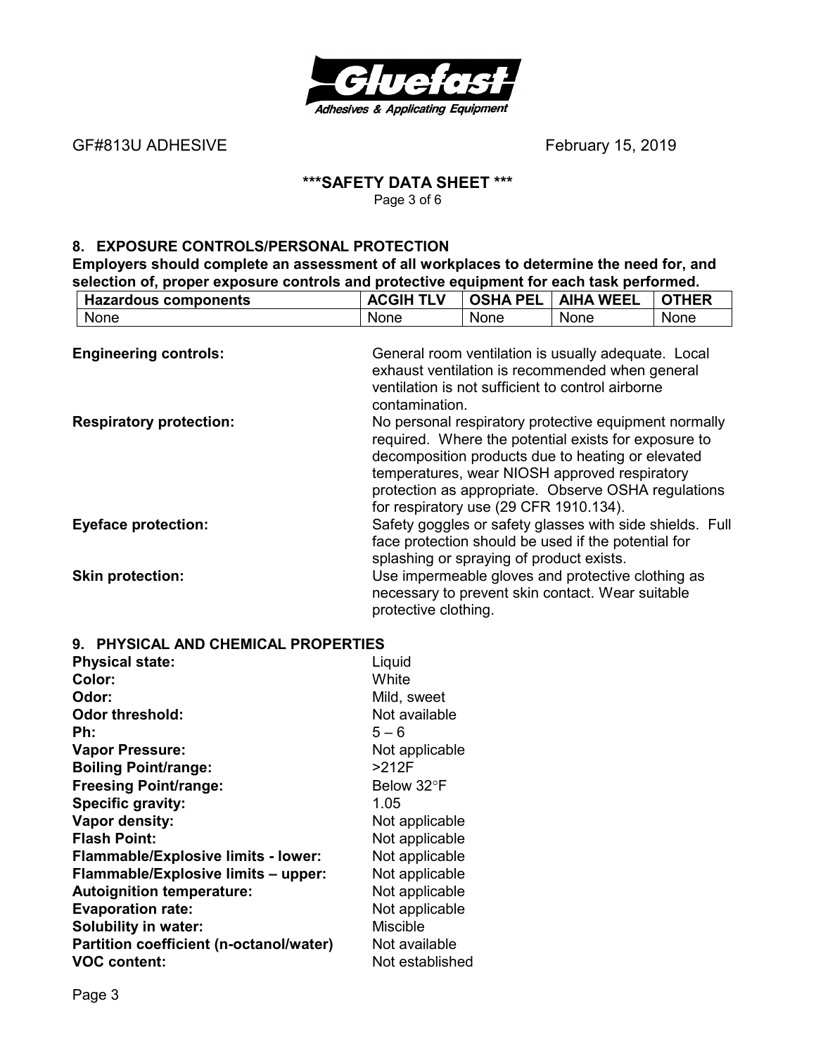GF#813U ADHESIVE February 15, 2019

**\*\*\*SAFETY DATA SHEET \*\*\***

## 8. EXPOSURE CONTROLS/PERSONAL PROTECTION

**Employers should complete an assessment of all workplaces to determine the need for, and selection of, proper exposure controls and protective equipment for each task performed.**

| Hazardous components | ACGIH TLV | OSHA PEL | AIHA WEEL | OTHER |
|---|---|---|---|---|
| None | None | None | None | None |

**Engineering controls:** General room ventilation is usually adequate. Local exhaust ventilation is recommended when general ventilation is not sufficient to control airborne contamination.

**Respiratory protection:** No personal respiratory protective equipment normally required. Where the potential exists for exposure to decomposition products due to heating or elevated temperatures, wear NIOSH approved respiratory protection as appropriate. Observe OSHA regulations for respiratory use (29 CFR 1910.134).

**Eyeface protection:** Safety goggles or safety glasses with side shields. Full face protection should be used if the potential for splashing or spraying of product exists.

**Skin protection:** Use impermeable gloves and protective clothing as necessary to prevent skin contact. Wear suitable protective clothing.

## 9. PHYSICAL AND CHEMICAL PROPERTIES

**Physical state:** Liquid
**Color:** White
**Odor:** Mild, sweet
**Odor threshold:** Not available
**Ph:** 5 – 6
**Vapor Pressure:** Not applicable
**Boiling Point/range:** >212F
**Freesing Point/range:** Below 32°F
**Specific gravity:** 1.05
**Vapor density:** Not applicable
**Flash Point:** Not applicable
**Flammable/Explosive limits - lower:** Not applicable
**Flammable/Explosive limits – upper:** Not applicable
**Autoignition temperature:** Not applicable
**Evaporation rate:** Not applicable
**Solubility in water:** Miscible
**Partition coefficient (n-octanol/water)** Not available
**VOC content:** Not established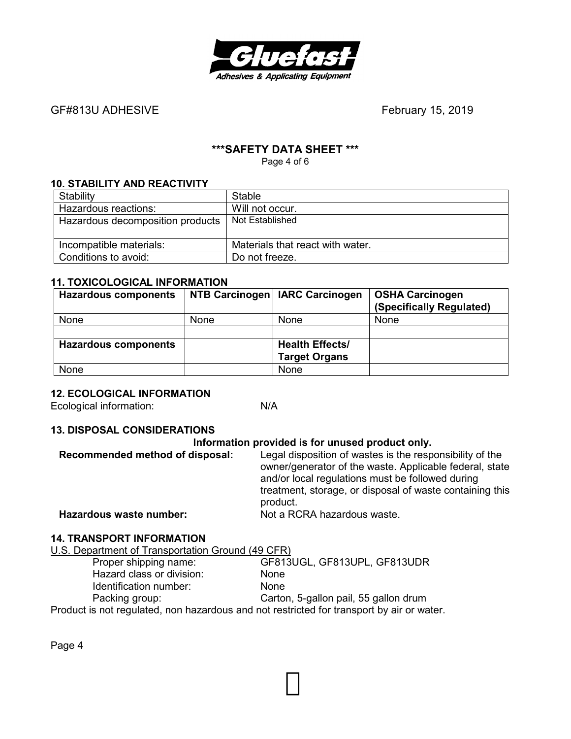GF#813U ADHESIVE February 15, 2019

**\*\*\*SAFETY DATA SHEET \*\*\***

## 10. STABILITY AND REACTIVITY

| Stability | Stable |
|---|---|
| Hazardous reactions: | Will not occur. |
| Hazardous decomposition products | Not Established |
| Incompatible materials: | Materials that react with water. |
| Conditions to avoid: | Do not freeze. |

## 11. TOXICOLOGICAL INFORMATION

| **Hazardous components** | **NTB Carcinogen** | **IARC Carcinogen** | **OSHA Carcinogen (Specifically Regulated)** |
|---|---|---|---|
| None | None | None | None |
| | | | |
| **Hazardous components** | | **Health Effects/ Target Organs** | |
| None | | None | |

## 12. ECOLOGICAL INFORMATION

Ecological information: N/A

## 13. DISPOSAL CONSIDERATIONS

**Information provided is for unused product only.**

**Recommended method of disposal:** Legal disposition of wastes is the responsibility of the owner/generator of the waste. Applicable federal, state and/or local regulations must be followed during treatment, storage, or disposal of waste containing this product.

**Hazardous waste number:** Not a RCRA hazardous waste.

## 14. TRANSPORT INFORMATION

U.S. Department of Transportation Ground (49 CFR)

- Proper shipping name: GF813UGL, GF813UPL, GF813UDR
- Hazard class or division: None
- Identification number: None
- Packing group: Carton, 5-gallon pail, 55 gallon drum

Product is not regulated, non hazardous and not restricted for transport by air or water.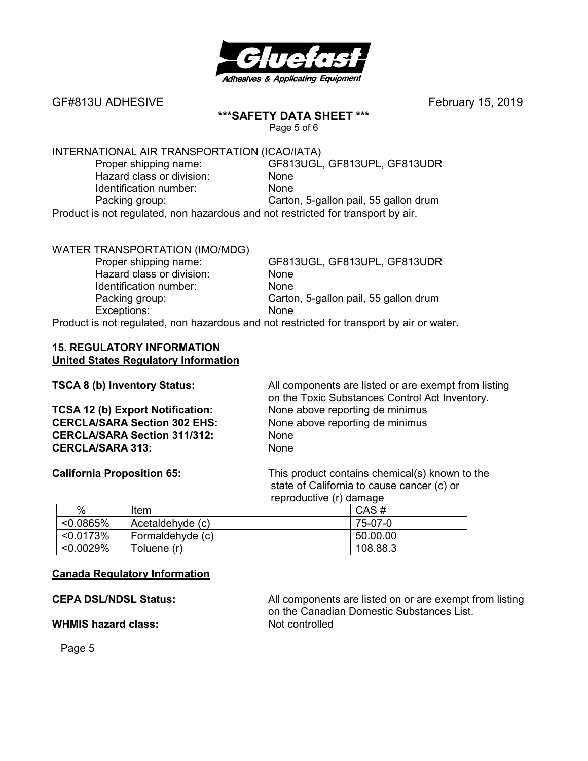INTERNATIONAL AIR TRANSPORTATION (ICAO/IATA)

| | |
|---|---|
| Proper shipping name: | GF813UGL, GF813UPL, GF813UDR |
| Hazard class or division: | None |
| Identification number: | None |
| Packing group: | Carton, 5-gallon pail, 55 gallon drum |

Product is not regulated, non hazardous and not restricted for transport by air.

WATER TRANSPORTATION (IMO/MDG)

| | |
|---|---|
| Proper shipping name: | GF813UGL, GF813UPL, GF813UDR |
| Hazard class or division: | None |
| Identification number: | None |
| Packing group: | Carton, 5-gallon pail, 55 gallon drum |
| Exceptions: | None |

Product is not regulated, non hazardous and not restricted for transport by air or water.

## 15. REGULATORY INFORMATION

### United States Regulatory Information

**TSCA 8 (b) Inventory Status:** All components are listed or are exempt from listing on the Toxic Substances Control Act Inventory.

**TCSA 12 (b) Export Notification:** None above reporting de minimus

**CERCLA/SARA Section 302 EHS:** None above reporting de minimus

**CERCLA/SARA Section 311/312:** None

**CERCLA/SARA 313:** None

**California Proposition 65:** This product contains chemical(s) known to the state of California to cause cancer (c) or reproductive (r) damage

| % | Item | CAS # |
|---|---|---|
| <0.0865% | Acetaldehyde (c) | 75-07-0 |
| <0.0173% | Formaldehyde (c) | 50.00.00 |
| <0.0029% | Toluene (r) | 108.88.3 |

### Canada Regulatory Information

**CEPA DSL/NDSL Status:** All components are listed on or are exempt from listing on the Canadian Domestic Substances List.

**WHMIS hazard class:** Not controlled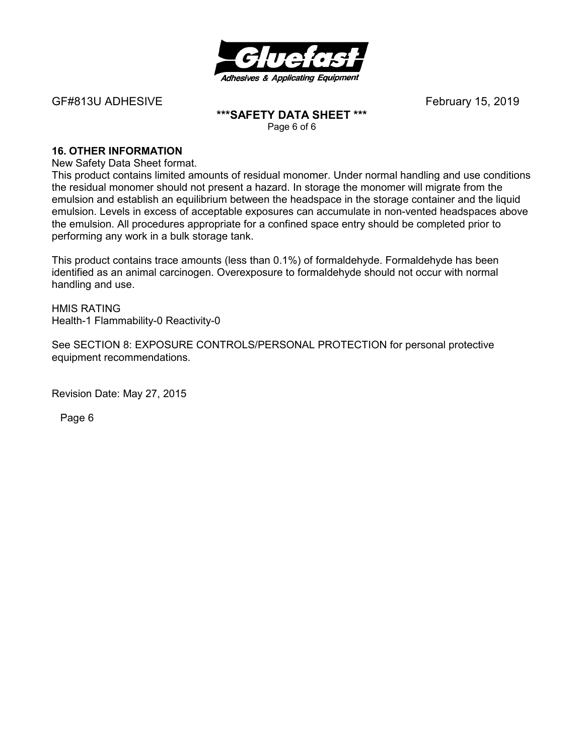## 16. OTHER INFORMATION

New Safety Data Sheet format.

This product contains limited amounts of residual monomer. Under normal handling and use conditions the residual monomer should not present a hazard. In storage the monomer will migrate from the emulsion and establish an equilibrium between the headspace in the storage container and the liquid emulsion. Levels in excess of acceptable exposures can accumulate in non-vented headspaces above the emulsion. All procedures appropriate for a confined space entry should be completed prior to performing any work in a bulk storage tank.

This product contains trace amounts (less than 0.1%) of formaldehyde. Formaldehyde has been identified as an animal carcinogen. Overexposure to formaldehyde should not occur with normal handling and use.

HMIS RATING
Health-1 Flammability-0 Reactivity-0

See SECTION 8: EXPOSURE CONTROLS/PERSONAL PROTECTION for personal protective equipment recommendations.

Revision Date: May 27, 2015